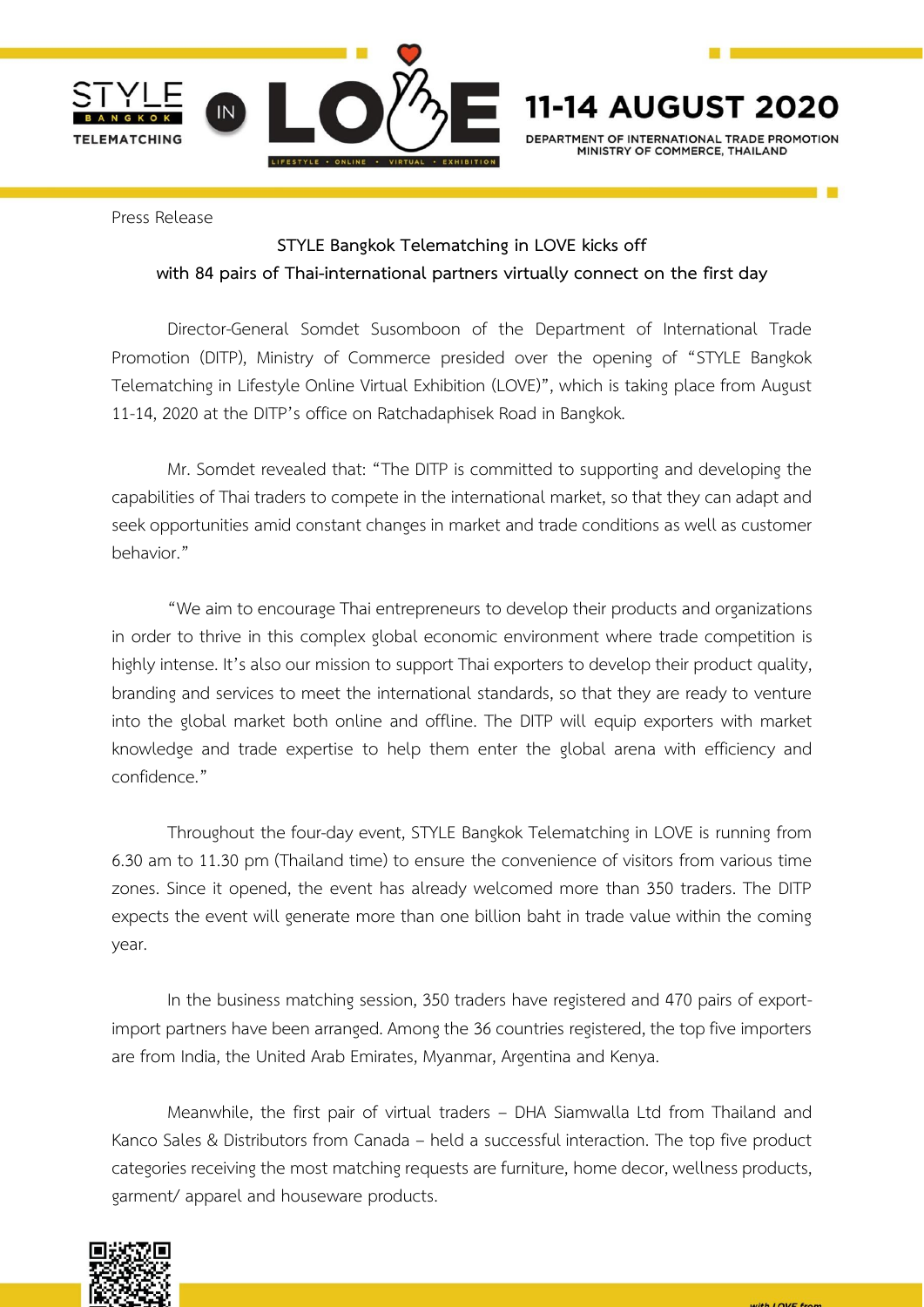STYLE BANGKOK TELEMATCHING IN LOVE — LIFESTYLE • ONLINE • VIRTUAL • EXHIBITION

**11-14 AUGUST 2020**

DEPARTMENT OF INTERNATIONAL TRADE PROMOTION
MINISTRY OF COMMERCE, THAILAND

Press Release

**STYLE Bangkok Telematching in LOVE kicks off with 84 pairs of Thai-international partners virtually connect on the first day**

Director-General Somdet Susomboon of the Department of International Trade Promotion (DITP), Ministry of Commerce presided over the opening of "STYLE Bangkok Telematching in Lifestyle Online Virtual Exhibition (LOVE)", which is taking place from August 11-14, 2020 at the DITP's office on Ratchadaphisek Road in Bangkok.

Mr. Somdet revealed that: "The DITP is committed to supporting and developing the capabilities of Thai traders to compete in the international market, so that they can adapt and seek opportunities amid constant changes in market and trade conditions as well as customer behavior."

"We aim to encourage Thai entrepreneurs to develop their products and organizations in order to thrive in this complex global economic environment where trade competition is highly intense. It's also our mission to support Thai exporters to develop their product quality, branding and services to meet the international standards, so that they are ready to venture into the global market both online and offline. The DITP will equip exporters with market knowledge and trade expertise to help them enter the global arena with efficiency and confidence."

Throughout the four-day event, STYLE Bangkok Telematching in LOVE is running from 6.30 am to 11.30 pm (Thailand time) to ensure the convenience of visitors from various time zones. Since it opened, the event has already welcomed more than 350 traders. The DITP expects the event will generate more than one billion baht in trade value within the coming year.

In the business matching session, 350 traders have registered and 470 pairs of export-import partners have been arranged. Among the 36 countries registered, the top five importers are from India, the United Arab Emirates, Myanmar, Argentina and Kenya.

Meanwhile, the first pair of virtual traders – DHA Siamwalla Ltd from Thailand and Kanco Sales & Distributors from Canada – held a successful interaction. The top five product categories receiving the most matching requests are furniture, home decor, wellness products, garment/ apparel and houseware products.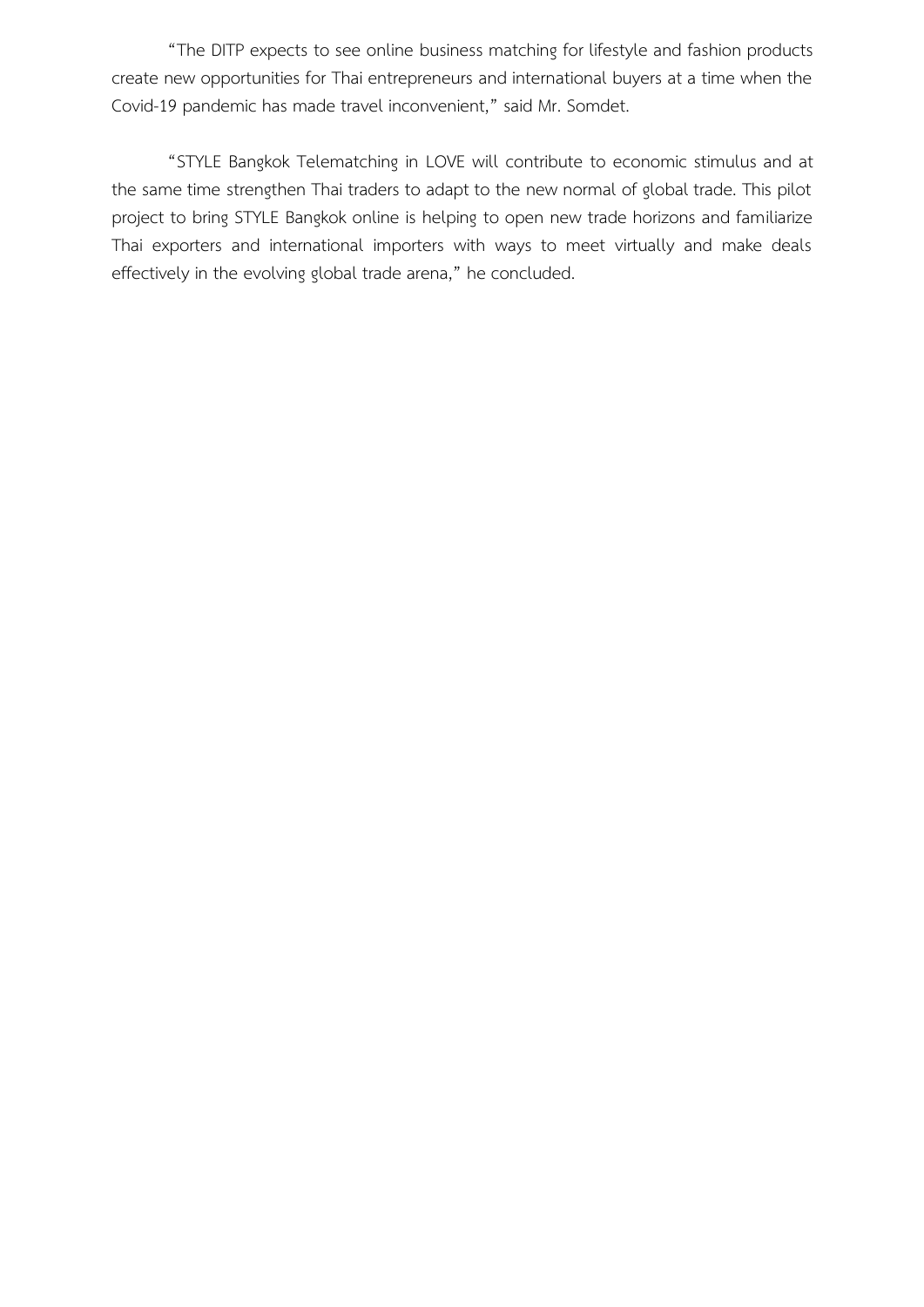"The DITP expects to see online business matching for lifestyle and fashion products create new opportunities for Thai entrepreneurs and international buyers at a time when the Covid-19 pandemic has made travel inconvenient," said Mr. Somdet.

"STYLE Bangkok Telematching in LOVE will contribute to economic stimulus and at the same time strengthen Thai traders to adapt to the new normal of global trade. This pilot project to bring STYLE Bangkok online is helping to open new trade horizons and familiarize Thai exporters and international importers with ways to meet virtually and make deals effectively in the evolving global trade arena," he concluded.